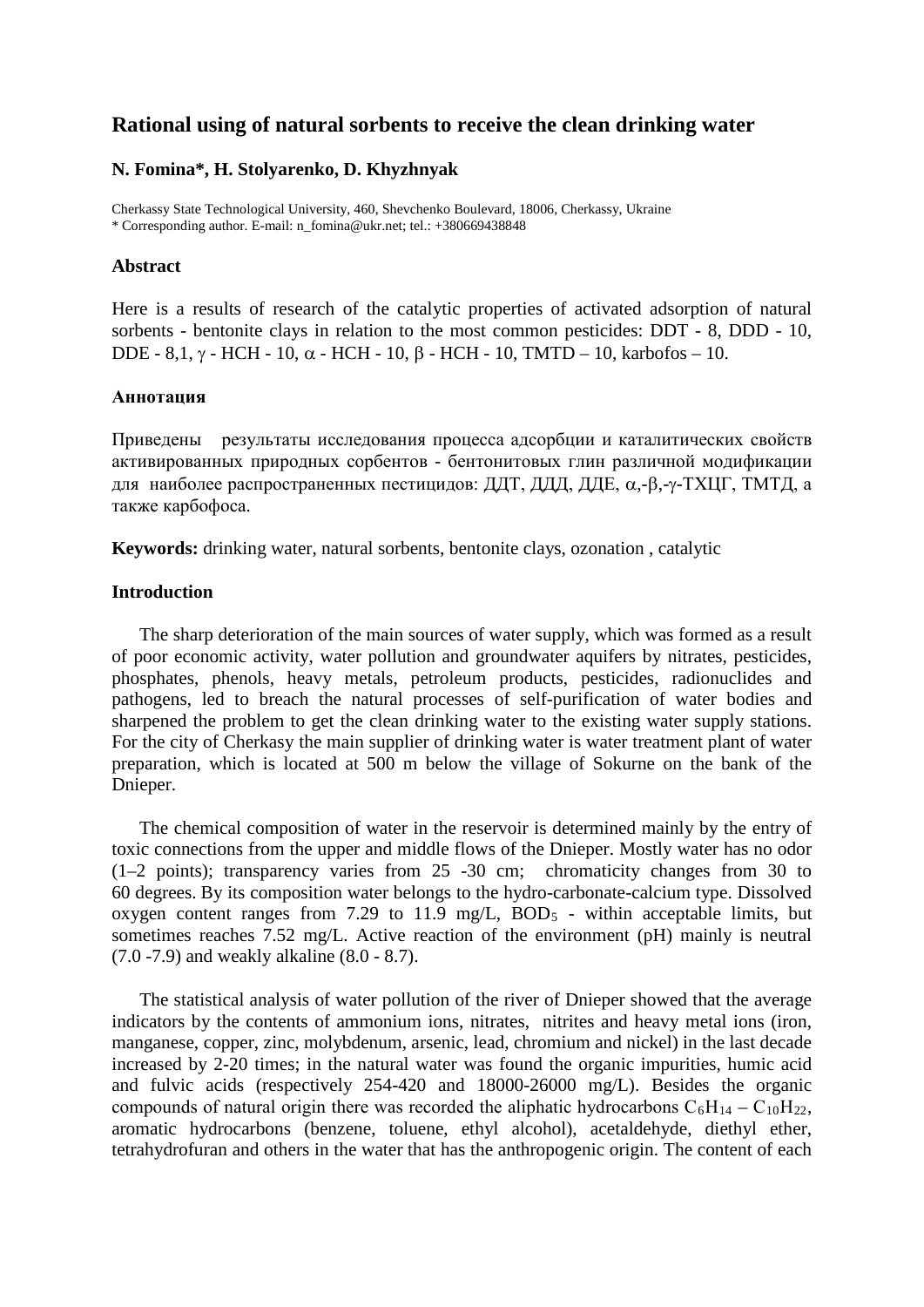# Rational using of natural sorbents to receive the clean drinking water

**N. Fomina*, H. Stolyarenko, D. Khyzhnyak**

Cherkassy State Technological University, 460, Shevchenko Boulevard, 18006, Cherkassy, Ukraine
* Corresponding author. E-mail: n_fomina@ukr.net; tel.: +380669438848

### Abstract

Here is a results of research of the catalytic properties of activated adsorption of natural sorbents - bentonite clays in relation to the most common pesticides: DDT - 8, DDD - 10, DDE - 8,1, $\gamma$ - HCH - 10, $\alpha$ - HCH - 10, $\beta$ - HCH - 10, TMTD – 10, karbofos – 10.

### Аннотация

Приведены результаты исследования процесса адсорбции и каталитических свойств активированных природных сорбентов - бентонитовых глин различной модификации для наиболее распространенных пестицидов: ДДТ, ДДД, ДДЕ, $\alpha$,-$\beta$,-$\gamma$-ТХЦГ, ТМТД, а также карбофоса.

**Keywords:** drinking water, natural sorbents, bentonite clays, ozonation , catalytic

### Introduction

The sharp deterioration of the main sources of water supply, which was formed as a result of poor economic activity, water pollution and groundwater aquifers by nitrates, pesticides, phosphates, phenols, heavy metals, petroleum products, pesticides, radionuclides and pathogens, led to breach the natural processes of self-purification of water bodies and sharpened the problem to get the clean drinking water to the existing water supply stations. For the city of Cherkasy the main supplier of drinking water is water treatment plant of water preparation, which is located at 500 m below the village of Sokurne on the bank of the Dnieper.

The chemical composition of water in the reservoir is determined mainly by the entry of toxic connections from the upper and middle flows of the Dnieper. Mostly water has no odor (1–2 points); transparency varies from 25 -30 cm; chromaticity changes from 30 to 60 degrees. By its composition water belongs to the hydro-carbonate-calcium type. Dissolved oxygen content ranges from 7.29 to 11.9 mg/L, $BOD_5$ - within acceptable limits, but sometimes reaches 7.52 mg/L. Active reaction of the environment (pH) mainly is neutral (7.0 -7.9) and weakly alkaline (8.0 - 8.7).

The statistical analysis of water pollution of the river of Dnieper showed that the average indicators by the contents of ammonium ions, nitrates, nitrites and heavy metal ions (iron, manganese, copper, zinc, molybdenum, arsenic, lead, chromium and nickel) in the last decade increased by 2-20 times; in the natural water was found the organic impurities, humic acid and fulvic acids (respectively 254-420 and 18000-26000 mg/L). Besides the organic compounds of natural origin there was recorded the aliphatic hydrocarbons $C_6H_{14}$ – $C_{10}H_{22}$, aromatic hydrocarbons (benzene, toluene, ethyl alcohol), acetaldehyde, diethyl ether, tetrahydrofuran and others in the water that has the anthropogenic origin. The content of each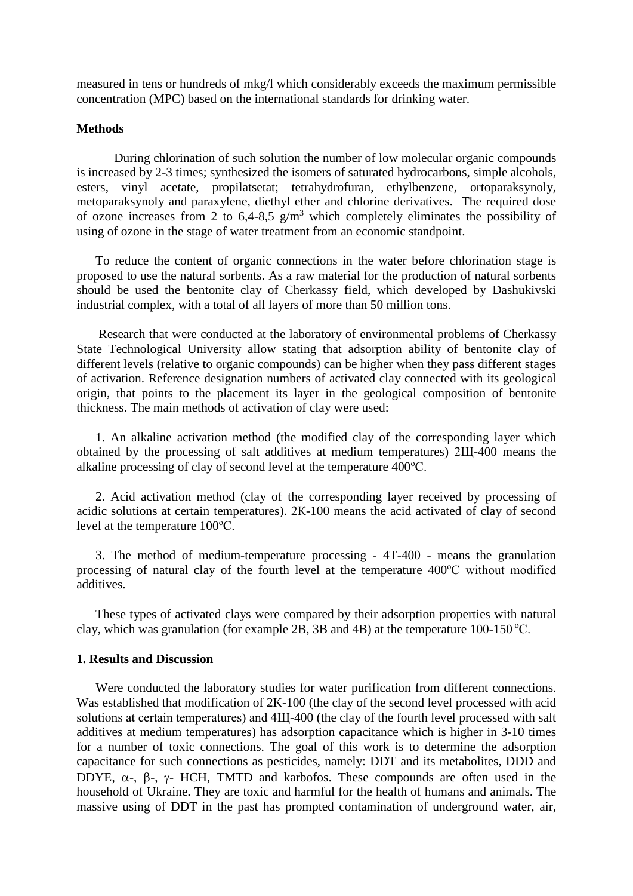measured in tens or hundreds of mkg/l which considerably exceeds the maximum permissible concentration (MPC) based on the international standards for drinking water.

**Methods**

During chlorination of such solution the number of low molecular organic compounds is increased by 2-3 times; synthesized the isomers of saturated hydrocarbons, simple alcohols, esters, vinyl acetate, propilatsetat; tetrahydrofuran, ethylbenzene, ortoparaksynoly, metoparaksynoly and paraxylene, diethyl ether and chlorine derivatives. The required dose of ozone increases from 2 to 6,4-8,5 $g/m^3$ which completely eliminates the possibility of using of ozone in the stage of water treatment from an economic standpoint.

To reduce the content of organic connections in the water before chlorination stage is proposed to use the natural sorbents. As a raw material for the production of natural sorbents should be used the bentonite clay of Cherkassy field, which developed by Dashukivski industrial complex, with a total of all layers of more than 50 million tons.

Research that were conducted at the laboratory of environmental problems of Cherkassy State Technological University allow stating that adsorption ability of bentonite clay of different levels (relative to organic compounds) can be higher when they pass different stages of activation. Reference designation numbers of activated clay connected with its geological origin, that points to the placement its layer in the geological composition of bentonite thickness. The main methods of activation of clay were used:

1. An alkaline activation method (the modified clay of the corresponding layer which obtained by the processing of salt additives at medium temperatures) 2Щ-400 means the alkaline processing of clay of second level at the temperature 400°C.

2. Acid activation method (clay of the corresponding layer received by processing of acidic solutions at certain temperatures). 2К-100 means the acid activated of clay of second level at the temperature 100°C.

3. The method of medium-temperature processing - 4Т-400 - means the granulation processing of natural clay of the fourth level at the temperature 400°C without modified additives.

These types of activated clays were compared by their adsorption properties with natural clay, which was granulation (for example 2В, 3В and 4В) at the temperature 100-150 °C.

**1. Results and Discussion**

Were conducted the laboratory studies for water purification from different connections. Was established that modification of 2К-100 (the clay of the second level processed with acid solutions at certain temperatures) and 4Щ-400 (the clay of the fourth level processed with salt additives at medium temperatures) has adsorption capacitance which is higher in 3-10 times for a number of toxic connections. The goal of this work is to determine the adsorption capacitance for such connections as pesticides, namely: DDT and its metabolites, DDD and DDYE, $\alpha$-, $\beta$-, $\gamma$- HCH, TMTD and karbofos. These compounds are often used in the household of Ukraine. They are toxic and harmful for the health of humans and animals. The massive using of DDT in the past has prompted contamination of underground water, air,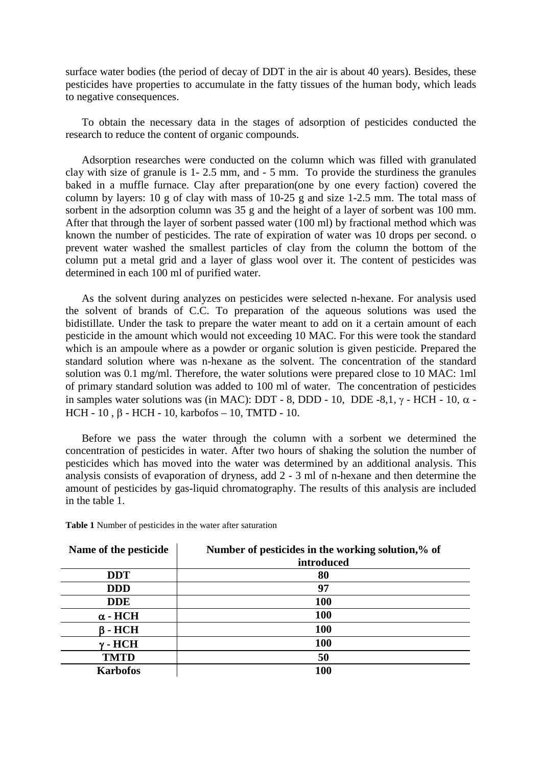surface water bodies (the period of decay of DDT in the air is about 40 years). Besides, these pesticides have properties to accumulate in the fatty tissues of the human body, which leads to negative consequences.

To obtain the necessary data in the stages of adsorption of pesticides conducted the research to reduce the content of organic compounds.

Adsorption researches were conducted on the column which was filled with granulated clay with size of granule is 1- 2.5 mm, and - 5 mm. To provide the sturdiness the granules baked in a muffle furnace. Clay after preparation(one by one every faction) covered the column by layers: 10 g of clay with mass of 10-25 g and size 1-2.5 mm. The total mass of sorbent in the adsorption column was 35 g and the height of a layer of sorbent was 100 mm. After that through the layer of sorbent passed water (100 ml) by fractional method which was known the number of pesticides. The rate of expiration of water was 10 drops per second. o prevent water washed the smallest particles of clay from the column the bottom of the column put a metal grid and a layer of glass wool over it. The content of pesticides was determined in each 100 ml of purified water.

As the solvent during analyzes on pesticides were selected n-hexane. For analysis used the solvent of brands of C.C. To preparation of the aqueous solutions was used the bidistillate. Under the task to prepare the water meant to add on it a certain amount of each pesticide in the amount which would not exceeding 10 MAC. For this were took the standard which is an ampoule where as a powder or organic solution is given pesticide. Prepared the standard solution where was n-hexane as the solvent. The concentration of the standard solution was 0.1 mg/ml. Therefore, the water solutions were prepared close to 10 MAC: 1ml of primary standard solution was added to 100 ml of water. The concentration of pesticides in samples water solutions was (in MAC): DDT - 8, DDD - 10, DDE -8,1, $\gamma$ - HCH - 10, $\alpha$ - HCH - 10 , $\beta$ - HCH - 10, karbofos – 10, TMTD - 10.

Before we pass the water through the column with a sorbent we determined the concentration of pesticides in water. After two hours of shaking the solution the number of pesticides which has moved into the water was determined by an additional analysis. This analysis consists of evaporation of dryness, add 2 - 3 ml of n-hexane and then determine the amount of pesticides by gas-liquid chromatography. The results of this analysis are included in the table 1.

**Table 1** Number of pesticides in the water after saturation

| Name of the pesticide | Number of pesticides in the working solution,% of introduced |
|---|---|
| DDT | 80 |
| DDD | 97 |
| DDE | 100 |
| $\alpha$ - HCH | 100 |
| $\beta$ - HCH | 100 |
| $\gamma$ - HCH | 100 |
| TMTD | 50 |
| Karbofos | 100 |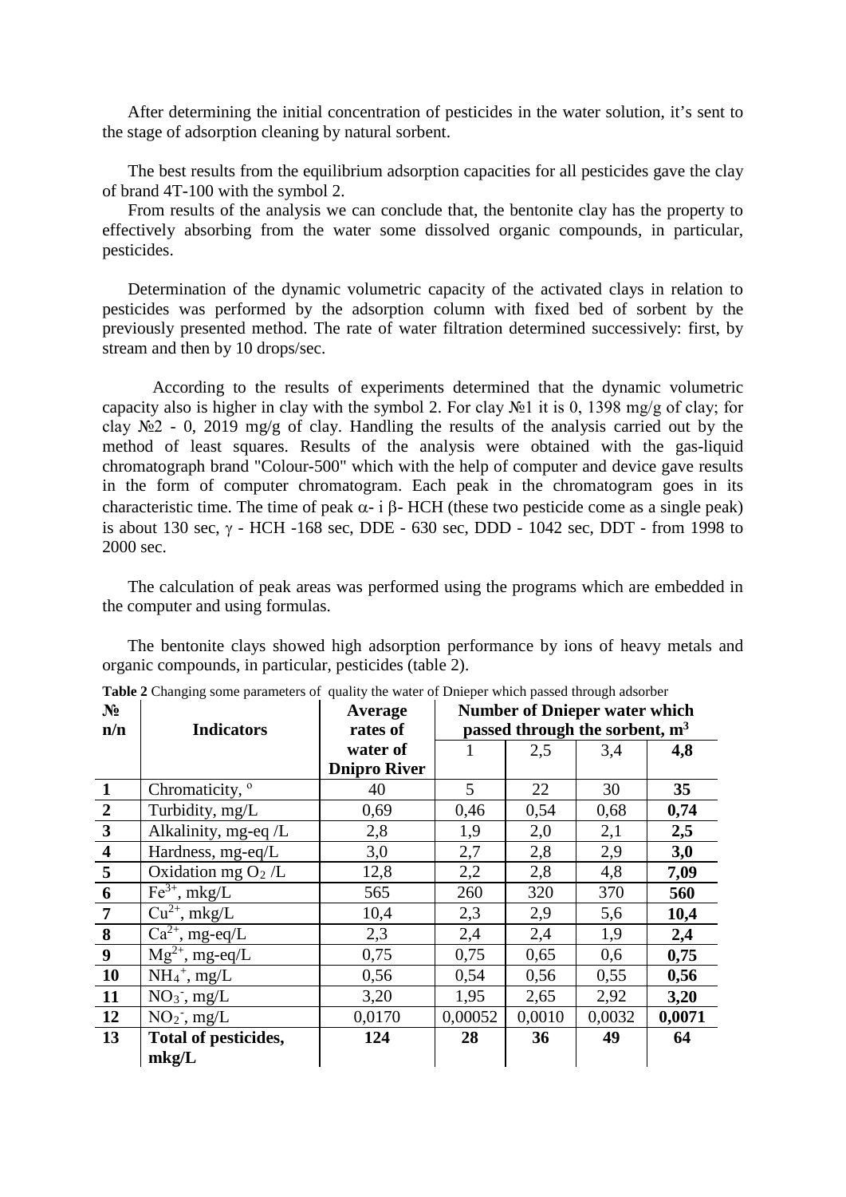After determining the initial concentration of pesticides in the water solution, it's sent to the stage of adsorption cleaning by natural sorbent.

The best results from the equilibrium adsorption capacities for all pesticides gave the clay of brand 4T-100 with the symbol 2.

From results of the analysis we can conclude that, the bentonite clay has the property to effectively absorbing from the water some dissolved organic compounds, in particular, pesticides.

Determination of the dynamic volumetric capacity of the activated clays in relation to pesticides was performed by the adsorption column with fixed bed of sorbent by the previously presented method. The rate of water filtration determined successively: first, by stream and then by 10 drops/sec.

According to the results of experiments determined that the dynamic volumetric capacity also is higher in clay with the symbol 2. For clay №1 it is 0, 1398 mg/g of clay; for clay №2 - 0, 2019 mg/g of clay. Handling the results of the analysis carried out by the method of least squares. Results of the analysis were obtained with the gas-liquid chromatograph brand "Colour-500" which with the help of computer and device gave results in the form of computer chromatogram. Each peak in the chromatogram goes in its characteristic time. The time of peak $\alpha$- i $\beta$- HCH (these two pesticide come as a single peak) is about 130 sec, $\gamma$ - HCH -168 sec, DDE - 630 sec, DDD - 1042 sec, DDT - from 1998 to 2000 sec.

The calculation of peak areas was performed using the programs which are embedded in the computer and using formulas.

The bentonite clays showed high adsorption performance by ions of heavy metals and organic compounds, in particular, pesticides (table 2).

**Table 2** Changing some parameters of quality the water of Dnieper which passed through adsorber

| **№ n/n** | **Indicators** | **Average rates of water of Dnipro River** | **Number of Dnieper water which passed through the sorbent, $m^3$** | | | |
|---|---|---|---|---|---|---|
| | | | 1 | 2,5 | 3,4 | **4,8** |
| **1** | Chromaticity, ° | 40 | 5 | 22 | 30 | **35** |
| **2** | Turbidity, mg/L | 0,69 | 0,46 | 0,54 | 0,68 | **0,74** |
| **3** | Alkalinity, mg-eq /L | 2,8 | 1,9 | 2,0 | 2,1 | **2,5** |
| **4** | Hardness, mg-eq/L | 3,0 | 2,7 | 2,8 | 2,9 | **3,0** |
| **5** | Oxidation mg $O_2$ /L | 12,8 | 2,2 | 2,8 | 4,8 | **7,09** |
| **6** | $Fe^{3+}$, mkg/L | 565 | 260 | 320 | 370 | **560** |
| **7** | $Cu^{2+}$, mkg/L | 10,4 | 2,3 | 2,9 | 5,6 | **10,4** |
| **8** | $Ca^{2+}$, mg-eq/L | 2,3 | 2,4 | 2,4 | 1,9 | **2,4** |
| **9** | $Mg^{2+}$, mg-eq/L | 0,75 | 0,75 | 0,65 | 0,6 | **0,75** |
| **10** | $NH_4^+$, mg/L | 0,56 | 0,54 | 0,56 | 0,55 | **0,56** |
| **11** | $NO_3^-$, mg/L | 3,20 | 1,95 | 2,65 | 2,92 | **3,20** |
| **12** | $NO_2^-$, mg/L | 0,0170 | 0,00052 | 0,0010 | 0,0032 | **0,0071** |
| **13** | **Total of pesticides, mkg/L** | **124** | **28** | **36** | **49** | **64** |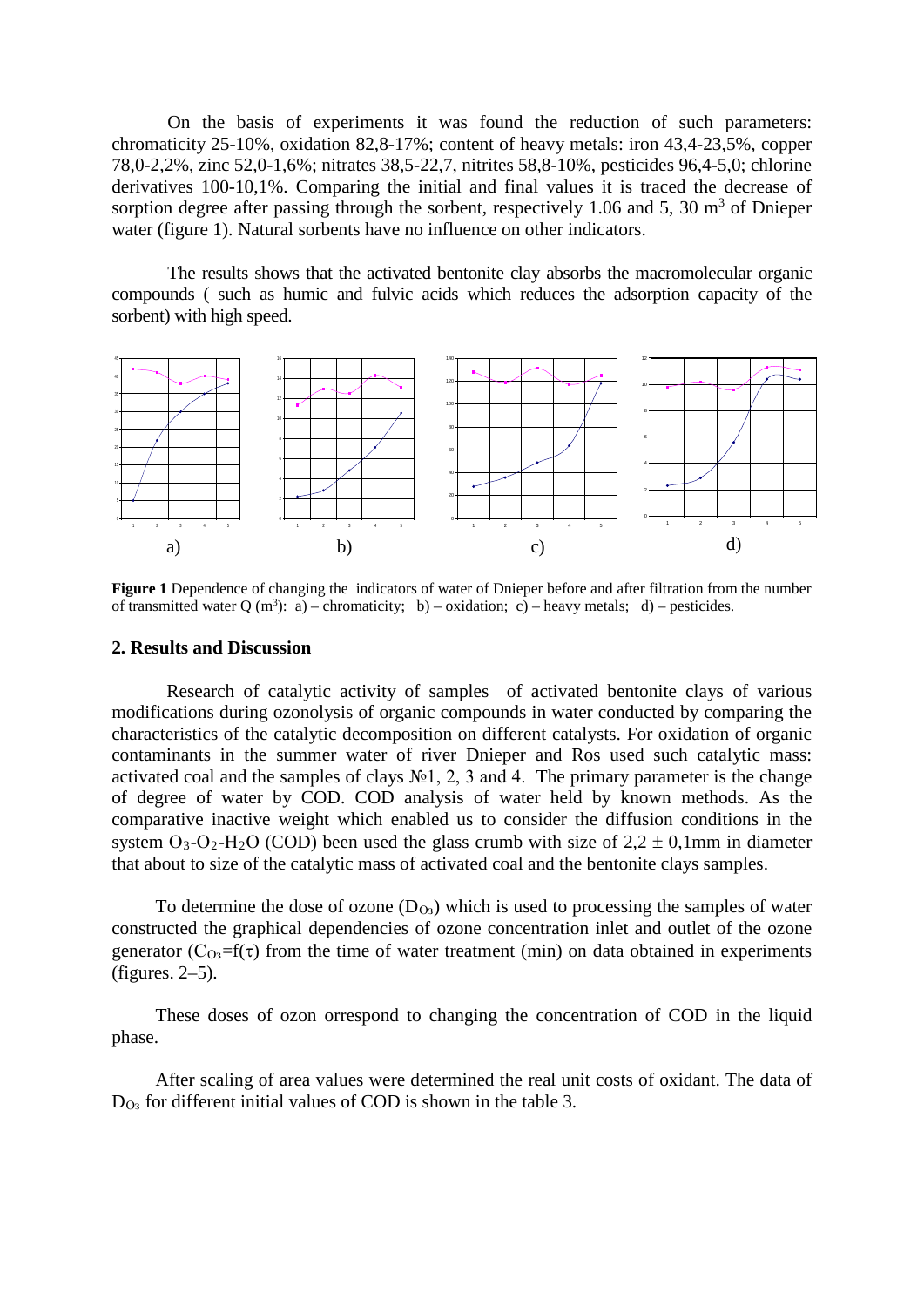On the basis of experiments it was found the reduction of such parameters: chromaticity 25-10%, oxidation 82,8-17%; content of heavy metals: iron 43,4-23,5%, copper 78,0-2,2%, zinc 52,0-1,6%; nitrates 38,5-22,7, nitrites 58,8-10%, pesticides 96,4-5,0; chlorine derivatives 100-10,1%. Comparing the initial and final values it is traced the decrease of sorption degree after passing through the sorbent, respectively 1.06 and 5, 30 $m^3$ of Dnieper water (figure 1). Natural sorbents have no influence on other indicators.

The results shows that the activated bentonite clay absorbs the macromolecular organic compounds ( such as humic and fulvic acids which reduces the adsorption capacity of the sorbent) with high speed.

a) b) c) d)

**Figure 1** Dependence of changing the indicators of water of Dnieper before and after filtration from the number of transmitted water Q ($m^3$): a) – chromaticity; b) – oxidation; c) – heavy metals; d) – pesticides.

## 2. Results and Discussion

Research of catalytic activity of samples of activated bentonite clays of various modifications during ozonolysis of organic compounds in water conducted by comparing the characteristics of the catalytic decomposition on different catalysts. For oxidation of organic contaminants in the summer water of river Dnieper and Ros used such catalytic mass: activated coal and the samples of clays №1, 2, 3 and 4. The primary parameter is the change of degree of water by COD. COD analysis of water held by known methods. As the comparative inactive weight which enabled us to consider the diffusion conditions in the system $O_3$-$O_2$-$H_2O$ (COD) been used the glass crumb with size of $2,2 \pm 0,1$mm in diameter that about to size of the catalytic mass of activated coal and the bentonite clays samples.

To determine the dose of ozone ($D_{O_3}$) which is used to processing the samples of water constructed the graphical dependencies of ozone concentration inlet and outlet of the ozone generator ($C_{O_3}=f(\tau)$ from the time of water treatment (min) on data obtained in experiments (figures. 2–5).

These doses of ozon orrespond to changing the concentration of COD in the liquid phase.

After scaling of area values were determined the real unit costs of oxidant. The data of $D_{O_3}$ for different initial values of COD is shown in the table 3.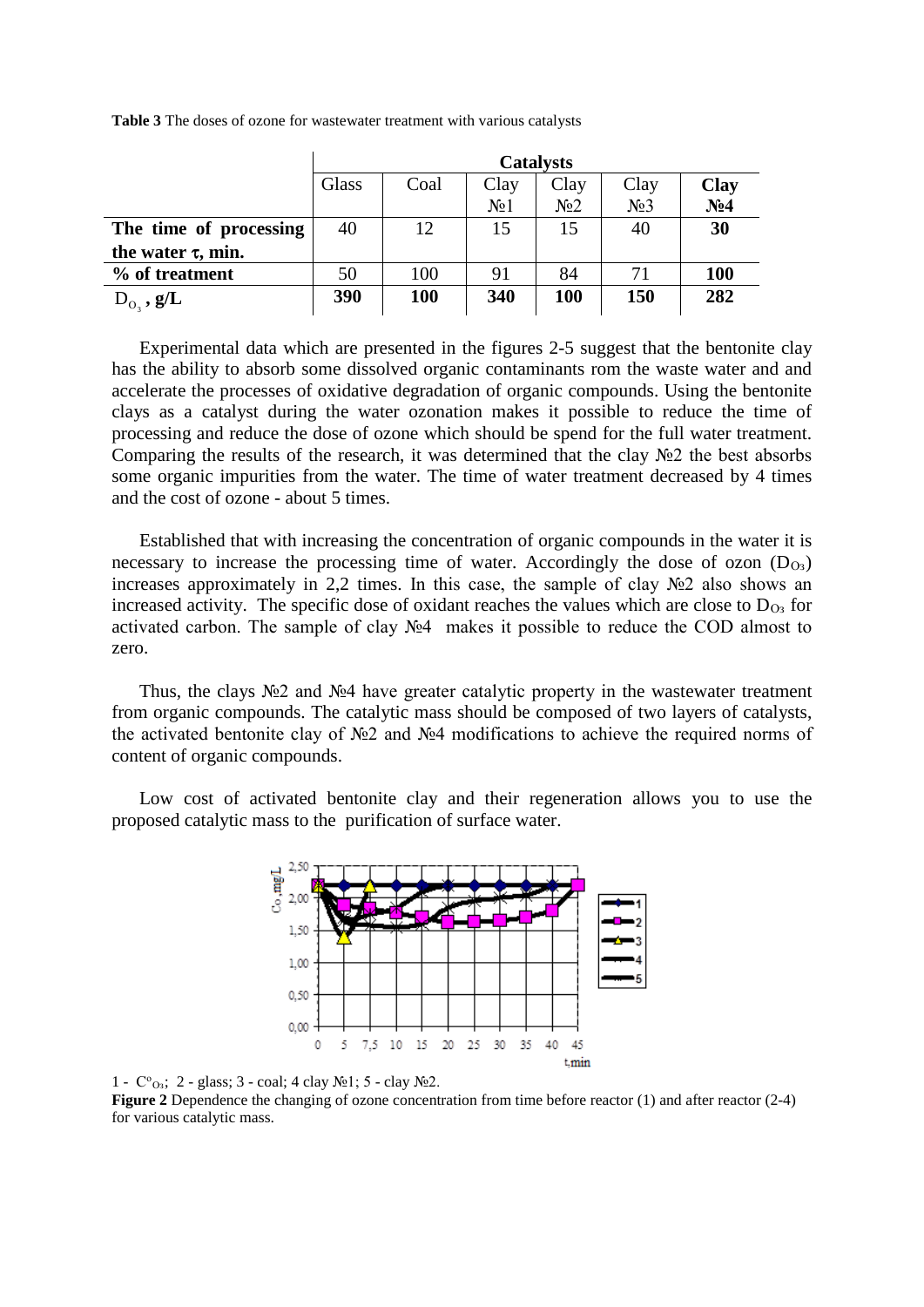**Table 3** The doses of ozone for wastewater treatment with various catalysts

| | Catalysts | | | | | |
|---|---|---|---|---|---|---|
| | Glass | Coal | Clay №1 | Clay №2 | Clay №3 | **Clay №4** |
| **The time of processing the water $\tau$, min.** | 40 | 12 | 15 | 15 | 40 | **30** |
| **% of treatment** | 50 | 100 | 91 | 84 | 71 | **100** |
| $D_{O_3}$, **g/L** | **390** | **100** | **340** | **100** | **150** | **282** |

Experimental data which are presented in the figures 2-5 suggest that the bentonite clay has the ability to absorb some dissolved organic contaminants rom the waste water and and accelerate the processes of oxidative degradation of organic compounds. Using the bentonite clays as a catalyst during the water ozonation makes it possible to reduce the time of processing and reduce the dose of ozone which should be spend for the full water treatment. Comparing the results of the research, it was determined that the clay №2 the best absorbs some organic impurities from the water. The time of water treatment decreased by 4 times and the cost of ozone - about 5 times.

Established that with increasing the concentration of organic compounds in the water it is necessary to increase the processing time of water. Accordingly the dose of ozon ($D_{O_3}$) increases approximately in 2,2 times. In this case, the sample of clay №2 also shows an increased activity. The specific dose of oxidant reaches the values which are close to $D_{O_3}$ for activated carbon. The sample of clay №4 makes it possible to reduce the COD almost to zero.

Thus, the clays №2 and №4 have greater catalytic property in the wastewater treatment from organic compounds. The catalytic mass should be composed of two layers of catalysts, the activated bentonite clay of №2 and №4 modifications to achieve the required norms of content of organic compounds.

Low cost of activated bentonite clay and their regeneration allows you to use the proposed catalytic mass to the purification of surface water.

1 - $C^{o}_{O_3}$; 2 - glass; 3 - coal; 4 clay №1; 5 - clay №2.

**Figure 2** Dependence the changing of ozone concentration from time before reactor (1) and after reactor (2-4) for various catalytic mass.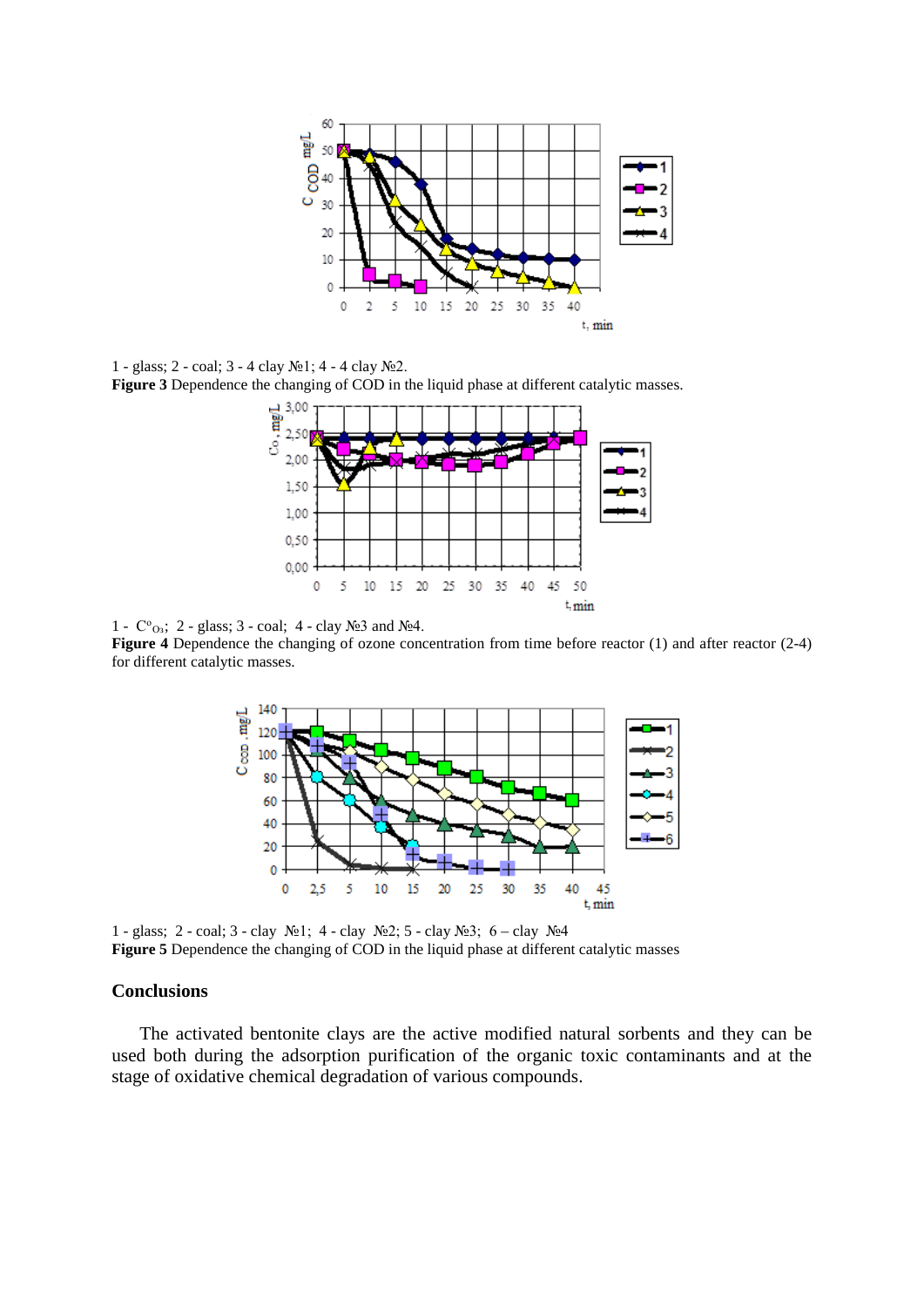1 - glass; 2 - coal; 3 - 4 clay №1; 4 - 4 clay №2.

**Figure 3** Dependence the changing of COD in the liquid phase at different catalytic masses.

1 - $C^o_{O_3}$; 2 - glass; 3 - coal; 4 - clay №3 and №4.

**Figure 4** Dependence the changing of ozone concentration from time before reactor (1) and after reactor (2-4) for different catalytic masses.

1 - glass; 2 - coal; 3 - clay №1; 4 - clay №2; 5 - clay №3; 6 – clay №4

**Figure 5** Dependence the changing of COD in the liquid phase at different catalytic masses

## Conclusions

The activated bentonite clays are the active modified natural sorbents and they can be used both during the adsorption purification of the organic toxic contaminants and at the stage of oxidative chemical degradation of various compounds.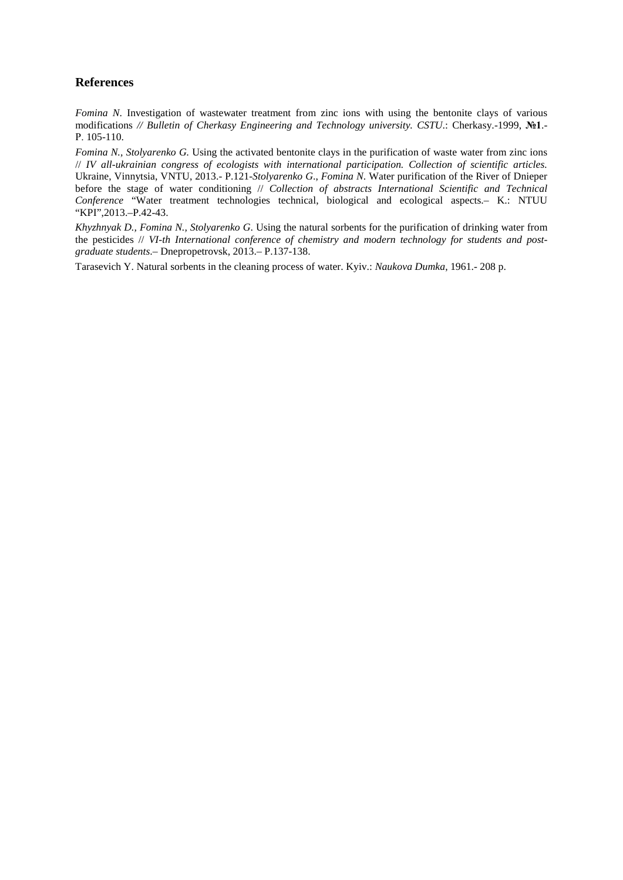## References

*Fomina N*. Investigation of wastewater treatment from zinc ions with using the bentonite clays of various modifications *// Bulletin of Cherkasy Engineering and Technology university. CSTU*.: Cherkasy.-1999, **№1**.- P. 105-110.

*Fomina N., Stolyarenko G.* Using the activated bentonite clays in the purification of waste water from zinc ions // *IV all-ukrainian congress of ecologists with international participation. Collection of scientific articles.* Ukraine, Vinnytsia, VNTU, 2013.- P.121-*Stolyarenko G*., *Fomina N*. Water purification of the River of Dnieper before the stage of water conditioning // *Collection of abstracts International Scientific and Technical Conference* "Water treatment technologies technical, biological and ecological aspects.– K.: NTUU "KPI",2013.–P.42-43.

*Khyzhnyak D., Fomina N., Stolyarenko G*. Using the natural sorbents for the purification of drinking water from the pesticides // *VI-th International conference of chemistry and modern technology for students and post-graduate students*.– Dnepropetrovsk, 2013.– P.137-138.

Tarasevich Y. Natural sorbents in the cleaning process of water. Kyiv.: *Naukova Dumka*, 1961.- 208 p.